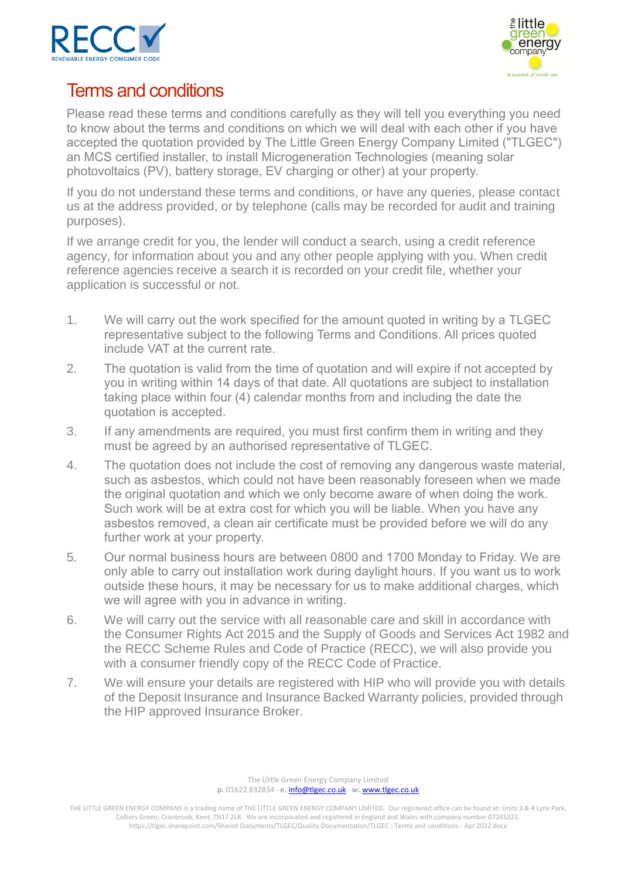# Terms and conditions

Please read these terms and conditions carefully as they will tell you everything you need to know about the terms and conditions on which we will deal with each other if you have accepted the quotation provided by The Little Green Energy Company Limited ("TLGEC") an MCS certified installer, to install Microgeneration Technologies (meaning solar photovoltaics (PV), battery storage, EV charging or other) at your property.

If you do not understand these terms and conditions, or have any queries, please contact us at the address provided, or by telephone (calls may be recorded for audit and training purposes).

If we arrange credit for you, the lender will conduct a search, using a credit reference agency, for information about you and any other people applying with you. When credit reference agencies receive a search it is recorded on your credit file, whether your application is successful or not.

1. We will carry out the work specified for the amount quoted in writing by a TLGEC representative subject to the following Terms and Conditions. All prices quoted include VAT at the current rate.
2. The quotation is valid from the time of quotation and will expire if not accepted by you in writing within 14 days of that date. All quotations are subject to installation taking place within four (4) calendar months from and including the date the quotation is accepted.
3. If any amendments are required, you must first confirm them in writing and they must be agreed by an authorised representative of TLGEC.
4. The quotation does not include the cost of removing any dangerous waste material, such as asbestos, which could not have been reasonably foreseen when we made the original quotation and which we only become aware of when doing the work. Such work will be at extra cost for which you will be liable. When you have any asbestos removed, a clean air certificate must be provided before we will do any further work at your property.
5. Our normal business hours are between 0800 and 1700 Monday to Friday. We are only able to carry out installation work during daylight hours. If you want us to work outside these hours, it may be necessary for us to make additional charges, which we will agree with you in advance in writing.
6. We will carry out the service with all reasonable care and skill in accordance with the Consumer Rights Act 2015 and the Supply of Goods and Services Act 1982 and the RECC Scheme Rules and Code of Practice (RECC), we will also provide you with a consumer friendly copy of the RECC Code of Practice.
7. We will ensure your details are registered with HIP who will provide you with details of the Deposit Insurance and Insurance Backed Warranty policies, provided through the HIP approved Insurance Broker.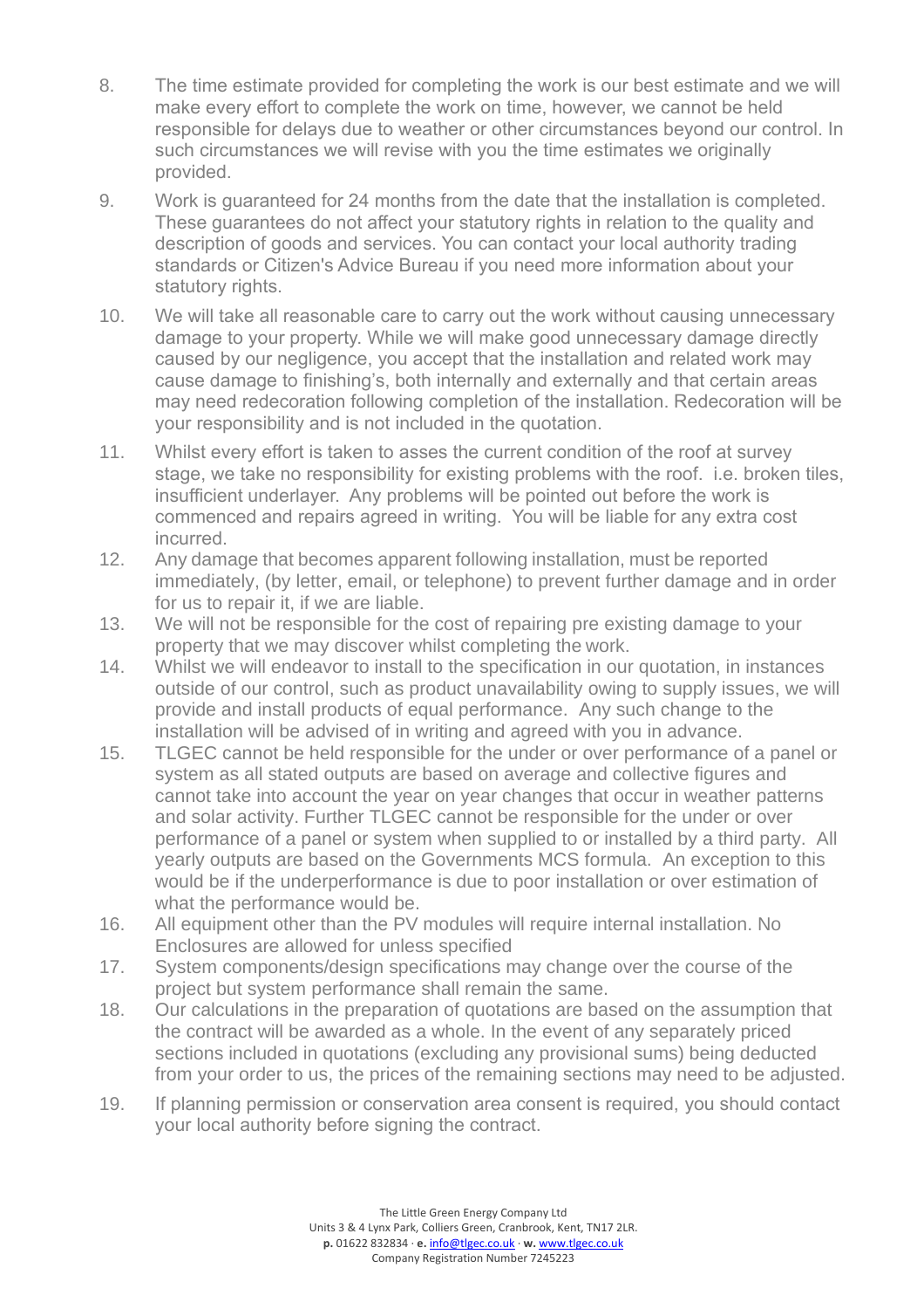8. The time estimate provided for completing the work is our best estimate and we will make every effort to complete the work on time, however, we cannot be held responsible for delays due to weather or other circumstances beyond our control. In such circumstances we will revise with you the time estimates we originally provided.
9. Work is guaranteed for 24 months from the date that the installation is completed. These guarantees do not affect your statutory rights in relation to the quality and description of goods and services. You can contact your local authority trading standards or Citizen's Advice Bureau if you need more information about your statutory rights.
10. We will take all reasonable care to carry out the work without causing unnecessary damage to your property. While we will make good unnecessary damage directly caused by our negligence, you accept that the installation and related work may cause damage to finishing's, both internally and externally and that certain areas may need redecoration following completion of the installation. Redecoration will be your responsibility and is not included in the quotation.
11. Whilst every effort is taken to asses the current condition of the roof at survey stage, we take no responsibility for existing problems with the roof. i.e. broken tiles, insufficient underlayer. Any problems will be pointed out before the work is commenced and repairs agreed in writing. You will be liable for any extra cost incurred.
12. Any damage that becomes apparent following installation, must be reported immediately, (by letter, email, or telephone) to prevent further damage and in order for us to repair it, if we are liable.
13. We will not be responsible for the cost of repairing pre existing damage to your property that we may discover whilst completing the work.
14. Whilst we will endeavor to install to the specification in our quotation, in instances outside of our control, such as product unavailability owing to supply issues, we will provide and install products of equal performance. Any such change to the installation will be advised of in writing and agreed with you in advance.
15. TLGEC cannot be held responsible for the under or over performance of a panel or system as all stated outputs are based on average and collective figures and cannot take into account the year on year changes that occur in weather patterns and solar activity. Further TLGEC cannot be responsible for the under or over performance of a panel or system when supplied to or installed by a third party. All yearly outputs are based on the Governments MCS formula. An exception to this would be if the underperformance is due to poor installation or over estimation of what the performance would be.
16. All equipment other than the PV modules will require internal installation. No Enclosures are allowed for unless specified
17. System components/design specifications may change over the course of the project but system performance shall remain the same.
18. Our calculations in the preparation of quotations are based on the assumption that the contract will be awarded as a whole. In the event of any separately priced sections included in quotations (excluding any provisional sums) being deducted from your order to us, the prices of the remaining sections may need to be adjusted.
19. If planning permission or conservation area consent is required, you should contact your local authority before signing the contract.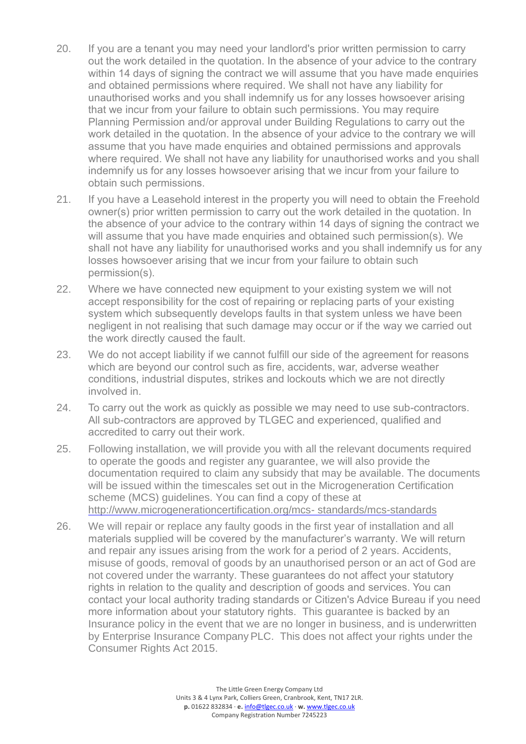20. If you are a tenant you may need your landlord's prior written permission to carry out the work detailed in the quotation. In the absence of your advice to the contrary within 14 days of signing the contract we will assume that you have made enquiries and obtained permissions where required. We shall not have any liability for unauthorised works and you shall indemnify us for any losses howsoever arising that we incur from your failure to obtain such permissions. You may require Planning Permission and/or approval under Building Regulations to carry out the work detailed in the quotation. In the absence of your advice to the contrary we will assume that you have made enquiries and obtained permissions and approvals where required. We shall not have any liability for unauthorised works and you shall indemnify us for any losses howsoever arising that we incur from your failure to obtain such permissions.

21. If you have a Leasehold interest in the property you will need to obtain the Freehold owner(s) prior written permission to carry out the work detailed in the quotation. In the absence of your advice to the contrary within 14 days of signing the contract we will assume that you have made enquiries and obtained such permission(s). We shall not have any liability for unauthorised works and you shall indemnify us for any losses howsoever arising that we incur from your failure to obtain such permission(s).

22. Where we have connected new equipment to your existing system we will not accept responsibility for the cost of repairing or replacing parts of your existing system which subsequently develops faults in that system unless we have been negligent in not realising that such damage may occur or if the way we carried out the work directly caused the fault.

23. We do not accept liability if we cannot fulfill our side of the agreement for reasons which are beyond our control such as fire, accidents, war, adverse weather conditions, industrial disputes, strikes and lockouts which we are not directly involved in.

24. To carry out the work as quickly as possible we may need to use sub-contractors. All sub-contractors are approved by TLGEC and experienced, qualified and accredited to carry out their work.

25. Following installation, we will provide you with all the relevant documents required to operate the goods and register any guarantee, we will also provide the documentation required to claim any subsidy that may be available. The documents will be issued within the timescales set out in the Microgeneration Certification scheme (MCS) guidelines. You can find a copy of these at http://www.microgenerationcertification.org/mcs- standards/mcs-standards

26. We will repair or replace any faulty goods in the first year of installation and all materials supplied will be covered by the manufacturer's warranty. We will return and repair any issues arising from the work for a period of 2 years. Accidents, misuse of goods, removal of goods by an unauthorised person or an act of God are not covered under the warranty. These guarantees do not affect your statutory rights in relation to the quality and description of goods and services. You can contact your local authority trading standards or Citizen's Advice Bureau if you need more information about your statutory rights. This guarantee is backed by an Insurance policy in the event that we are no longer in business, and is underwritten by Enterprise Insurance Company PLC. This does not affect your rights under the Consumer Rights Act 2015.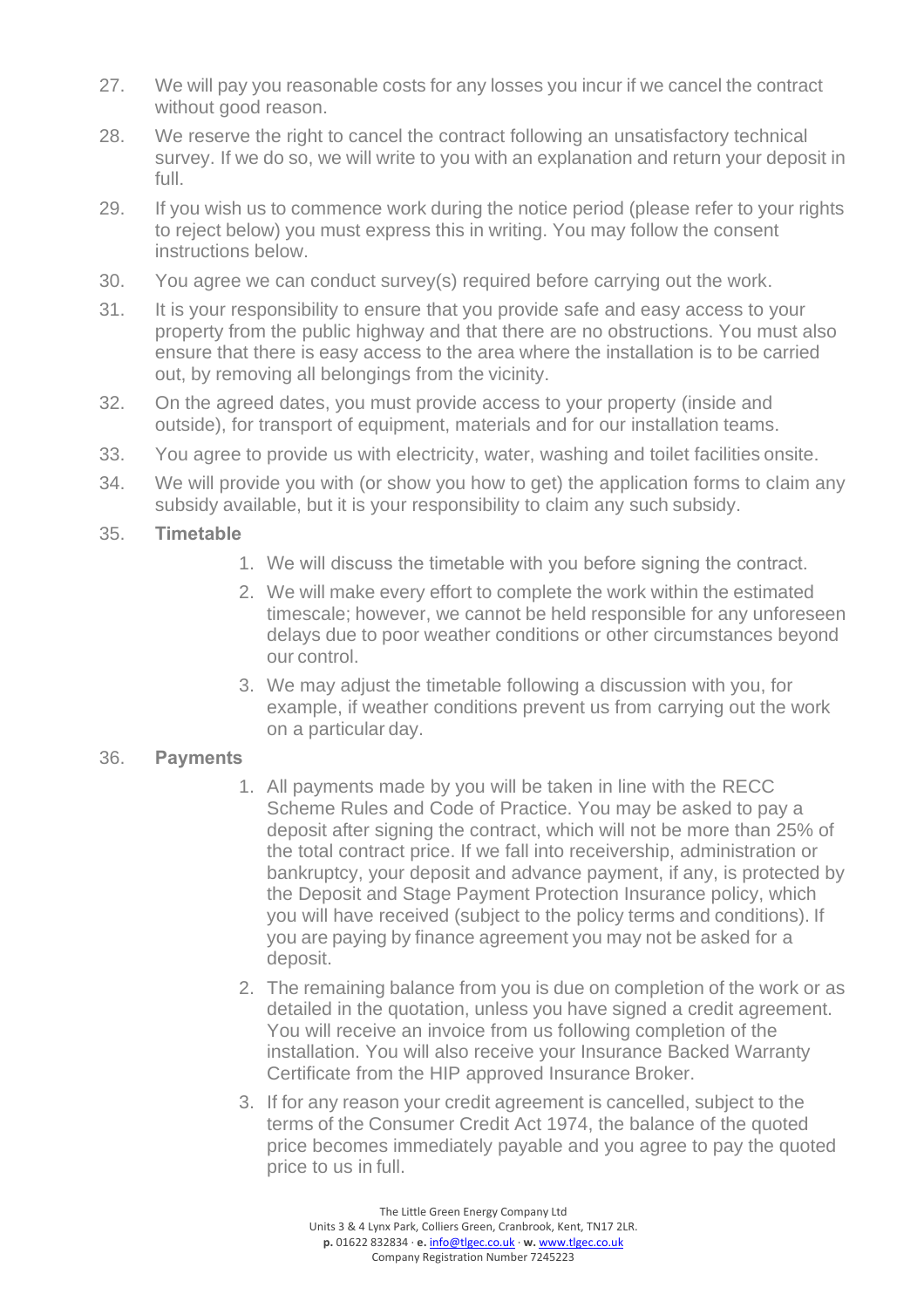27. We will pay you reasonable costs for any losses you incur if we cancel the contract without good reason.

28. We reserve the right to cancel the contract following an unsatisfactory technical survey. If we do so, we will write to you with an explanation and return your deposit in full.

29. If you wish us to commence work during the notice period (please refer to your rights to reject below) you must express this in writing. You may follow the consent instructions below.

30. You agree we can conduct survey(s) required before carrying out the work.

31. It is your responsibility to ensure that you provide safe and easy access to your property from the public highway and that there are no obstructions. You must also ensure that there is easy access to the area where the installation is to be carried out, by removing all belongings from the vicinity.

32. On the agreed dates, you must provide access to your property (inside and outside), for transport of equipment, materials and for our installation teams.

33. You agree to provide us with electricity, water, washing and toilet facilities onsite.

34. We will provide you with (or show you how to get) the application forms to claim any subsidy available, but it is your responsibility to claim any such subsidy.

35. **Timetable**

    1. We will discuss the timetable with you before signing the contract.
    2. We will make every effort to complete the work within the estimated timescale; however, we cannot be held responsible for any unforeseen delays due to poor weather conditions or other circumstances beyond our control.
    3. We may adjust the timetable following a discussion with you, for example, if weather conditions prevent us from carrying out the work on a particular day.

36. **Payments**

    1. All payments made by you will be taken in line with the RECC Scheme Rules and Code of Practice. You may be asked to pay a deposit after signing the contract, which will not be more than 25% of the total contract price. If we fall into receivership, administration or bankruptcy, your deposit and advance payment, if any, is protected by the Deposit and Stage Payment Protection Insurance policy, which you will have received (subject to the policy terms and conditions). If you are paying by finance agreement you may not be asked for a deposit.
    2. The remaining balance from you is due on completion of the work or as detailed in the quotation, unless you have signed a credit agreement. You will receive an invoice from us following completion of the installation. You will also receive your Insurance Backed Warranty Certificate from the HIP approved Insurance Broker.
    3. If for any reason your credit agreement is cancelled, subject to the terms of the Consumer Credit Act 1974, the balance of the quoted price becomes immediately payable and you agree to pay the quoted price to us in full.

The Little Green Energy Company Ltd
Units 3 & 4 Lynx Park, Colliers Green, Cranbrook, Kent, TN17 2LR.
**p.** 01622 832834 · **e.** info@tlgec.co.uk · **w.** www.tlgec.co.uk
Company Registration Number 7245223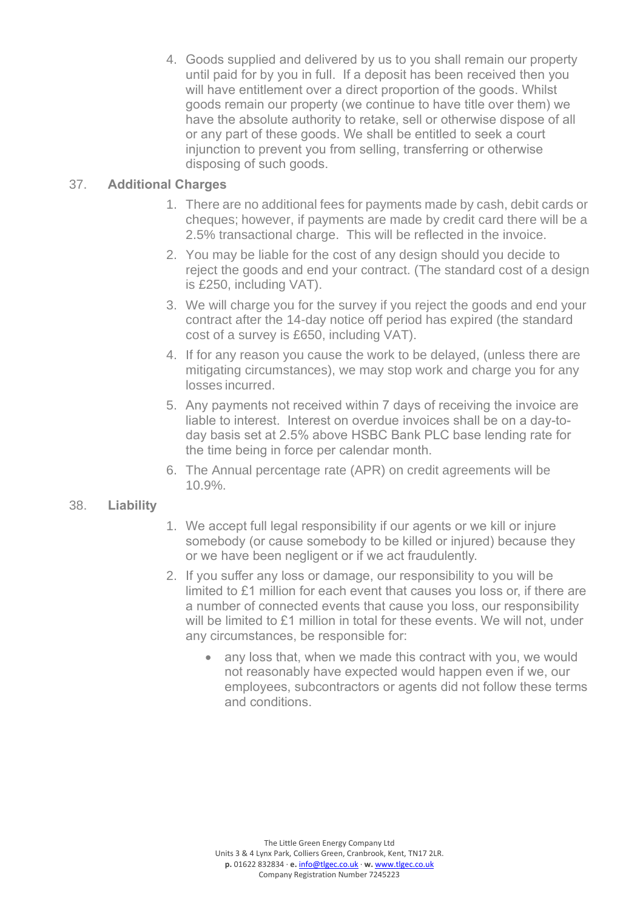4. Goods supplied and delivered by us to you shall remain our property until paid for by you in full. If a deposit has been received then you will have entitlement over a direct proportion of the goods. Whilst goods remain our property (we continue to have title over them) we have the absolute authority to retake, sell or otherwise dispose of all or any part of these goods. We shall be entitled to seek a court injunction to prevent you from selling, transferring or otherwise disposing of such goods.

37. **Additional Charges**

1. There are no additional fees for payments made by cash, debit cards or cheques; however, if payments are made by credit card there will be a 2.5% transactional charge. This will be reflected in the invoice.
2. You may be liable for the cost of any design should you decide to reject the goods and end your contract. (The standard cost of a design is £250, including VAT).
3. We will charge you for the survey if you reject the goods and end your contract after the 14-day notice off period has expired (the standard cost of a survey is £650, including VAT).
4. If for any reason you cause the work to be delayed, (unless there are mitigating circumstances), we may stop work and charge you for any losses incurred.
5. Any payments not received within 7 days of receiving the invoice are liable to interest. Interest on overdue invoices shall be on a day-to-day basis set at 2.5% above HSBC Bank PLC base lending rate for the time being in force per calendar month.
6. The Annual percentage rate (APR) on credit agreements will be 10.9%.

38. **Liability**

1. We accept full legal responsibility if our agents or we kill or injure somebody (or cause somebody to be killed or injured) because they or we have been negligent or if we act fraudulently.
2. If you suffer any loss or damage, our responsibility to you will be limited to £1 million for each event that causes you loss or, if there are a number of connected events that cause you loss, our responsibility will be limited to £1 million in total for these events. We will not, under any circumstances, be responsible for:
   - any loss that, when we made this contract with you, we would not reasonably have expected would happen even if we, our employees, subcontractors or agents did not follow these terms and conditions.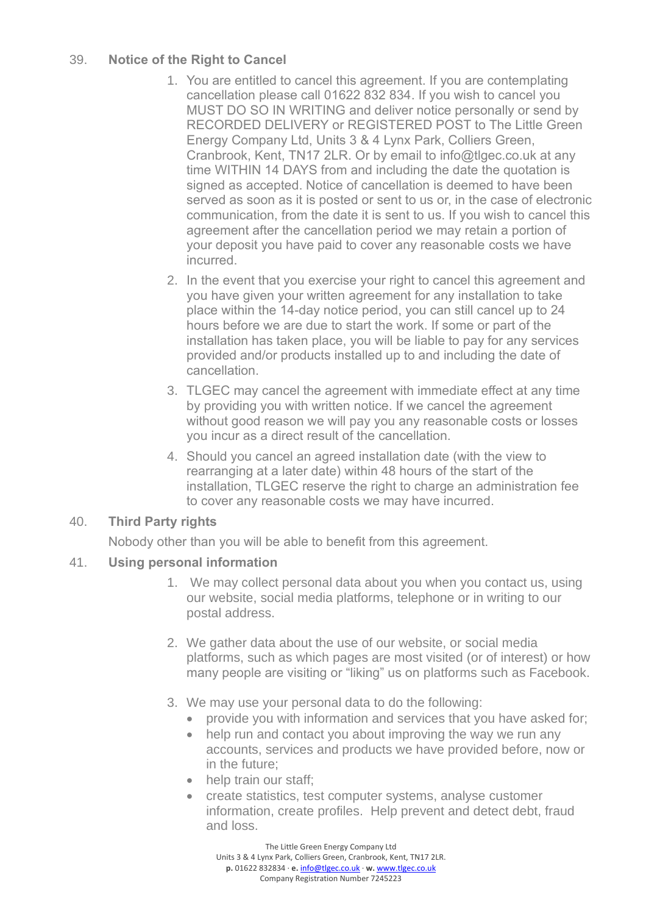39. **Notice of the Right to Cancel**

    1. You are entitled to cancel this agreement. If you are contemplating cancellation please call 01622 832 834. If you wish to cancel you MUST DO SO IN WRITING and deliver notice personally or send by RECORDED DELIVERY or REGISTERED POST to The Little Green Energy Company Ltd, Units 3 & 4 Lynx Park, Colliers Green, Cranbrook, Kent, TN17 2LR. Or by email to info@tlgec.co.uk at any time WITHIN 14 DAYS from and including the date the quotation is signed as accepted. Notice of cancellation is deemed to have been served as soon as it is posted or sent to us or, in the case of electronic communication, from the date it is sent to us. If you wish to cancel this agreement after the cancellation period we may retain a portion of your deposit you have paid to cover any reasonable costs we have incurred.
    2. In the event that you exercise your right to cancel this agreement and you have given your written agreement for any installation to take place within the 14-day notice period, you can still cancel up to 24 hours before we are due to start the work. If some or part of the installation has taken place, you will be liable to pay for any services provided and/or products installed up to and including the date of cancellation.
    3. TLGEC may cancel the agreement with immediate effect at any time by providing you with written notice. If we cancel the agreement without good reason we will pay you any reasonable costs or losses you incur as a direct result of the cancellation.
    4. Should you cancel an agreed installation date (with the view to rearranging at a later date) within 48 hours of the start of the installation, TLGEC reserve the right to charge an administration fee to cover any reasonable costs we may have incurred.

40. **Third Party rights**

    Nobody other than you will be able to benefit from this agreement.

41. **Using personal information**

    1. We may collect personal data about you when you contact us, using our website, social media platforms, telephone or in writing to our postal address.
    2. We gather data about the use of our website, or social media platforms, such as which pages are most visited (or of interest) or how many people are visiting or "liking" us on platforms such as Facebook.
    3. We may use your personal data to do the following:
        - provide you with information and services that you have asked for;
        - help run and contact you about improving the way we run any accounts, services and products we have provided before, now or in the future;
        - help train our staff;
        - create statistics, test computer systems, analyse customer information, create profiles. Help prevent and detect debt, fraud and loss.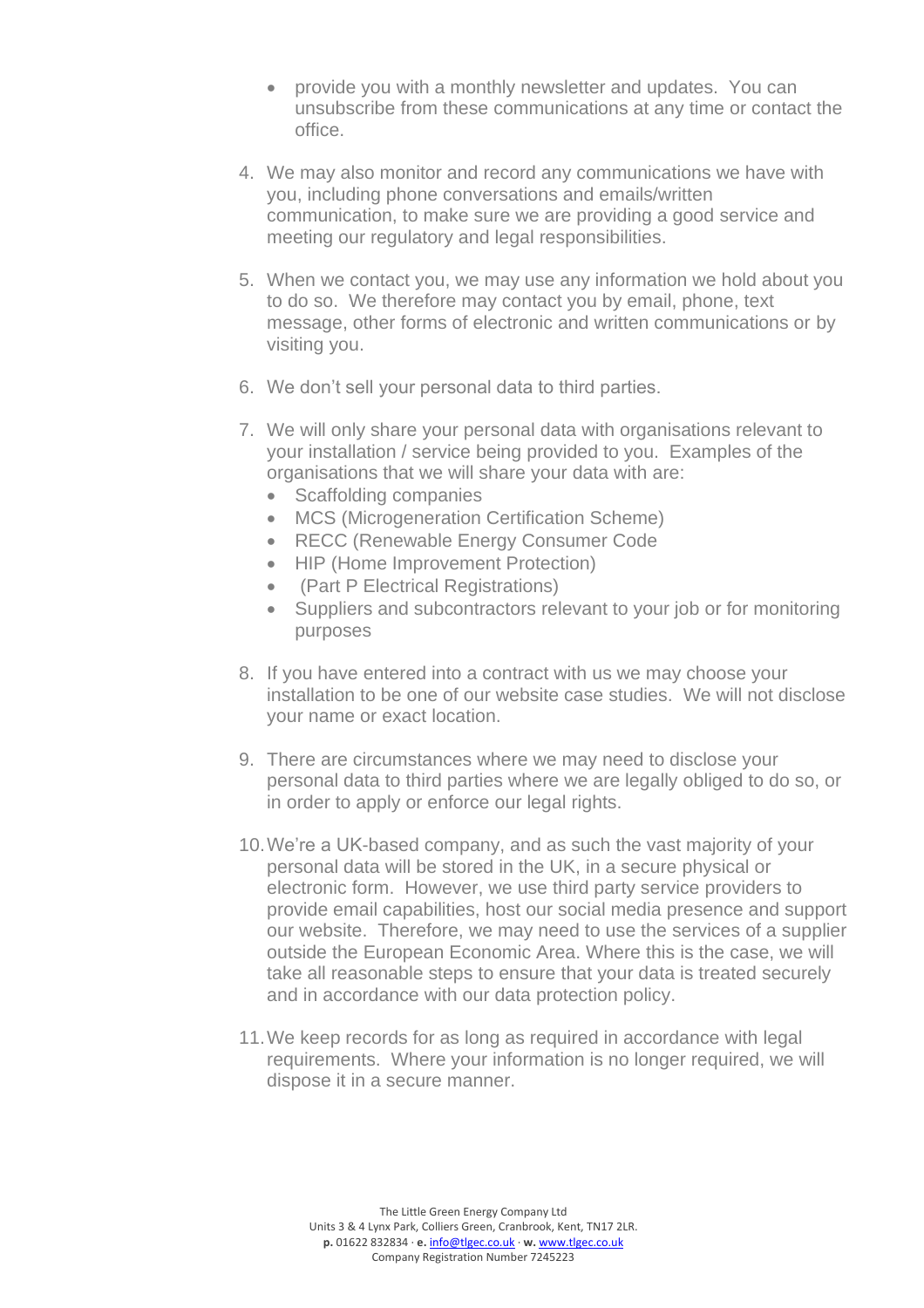- provide you with a monthly newsletter and updates. You can unsubscribe from these communications at any time or contact the office.

4. We may also monitor and record any communications we have with you, including phone conversations and emails/written communication, to make sure we are providing a good service and meeting our regulatory and legal responsibilities.

5. When we contact you, we may use any information we hold about you to do so. We therefore may contact you by email, phone, text message, other forms of electronic and written communications or by visiting you.

6. We don't sell your personal data to third parties.

7. We will only share your personal data with organisations relevant to your installation / service being provided to you. Examples of the organisations that we will share your data with are:
   - Scaffolding companies
   - MCS (Microgeneration Certification Scheme)
   - RECC (Renewable Energy Consumer Code
   - HIP (Home Improvement Protection)
   - (Part P Electrical Registrations)
   - Suppliers and subcontractors relevant to your job or for monitoring purposes

8. If you have entered into a contract with us we may choose your installation to be one of our website case studies. We will not disclose your name or exact location.

9. There are circumstances where we may need to disclose your personal data to third parties where we are legally obliged to do so, or in order to apply or enforce our legal rights.

10. We're a UK-based company, and as such the vast majority of your personal data will be stored in the UK, in a secure physical or electronic form. However, we use third party service providers to provide email capabilities, host our social media presence and support our website. Therefore, we may need to use the services of a supplier outside the European Economic Area. Where this is the case, we will take all reasonable steps to ensure that your data is treated securely and in accordance with our data protection policy.

11. We keep records for as long as required in accordance with legal requirements. Where your information is no longer required, we will dispose it in a secure manner.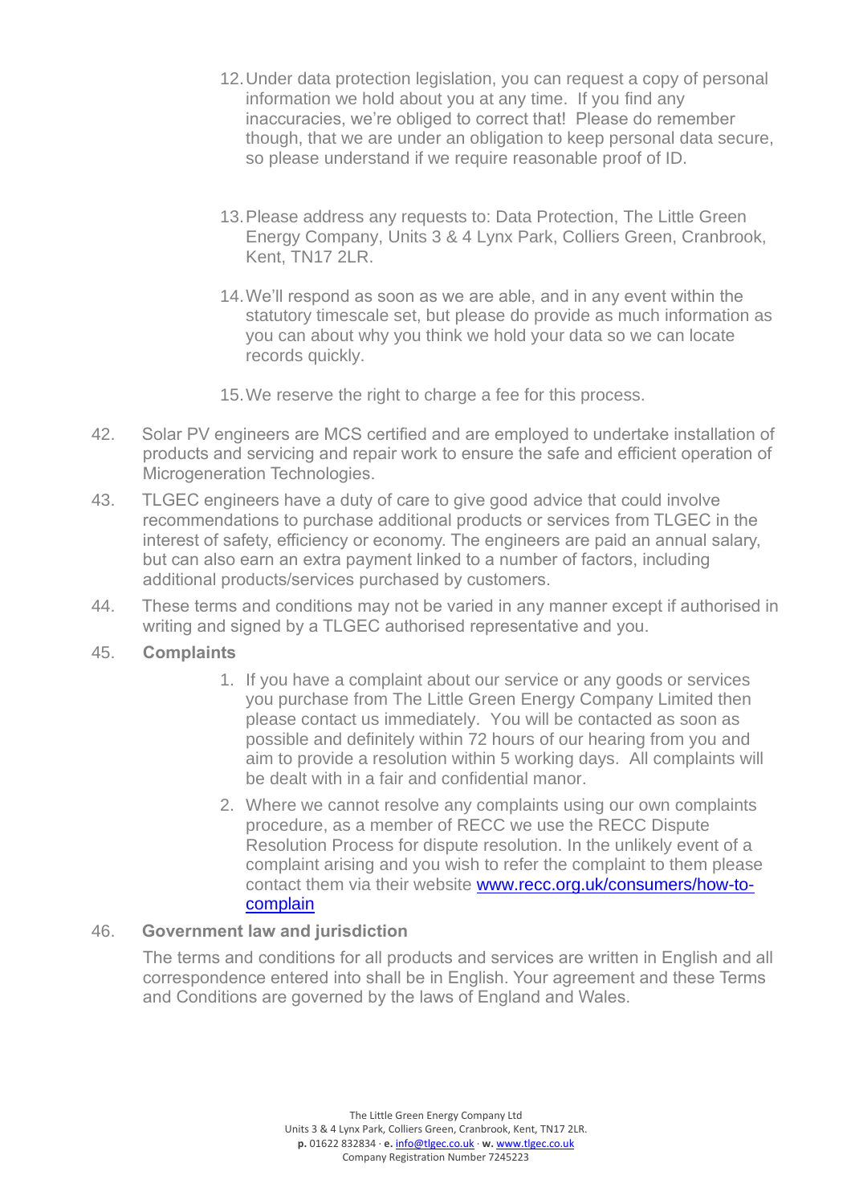12. Under data protection legislation, you can request a copy of personal information we hold about you at any time. If you find any inaccuracies, we're obliged to correct that! Please do remember though, that we are under an obligation to keep personal data secure, so please understand if we require reasonable proof of ID.

13. Please address any requests to: Data Protection, The Little Green Energy Company, Units 3 & 4 Lynx Park, Colliers Green, Cranbrook, Kent, TN17 2LR.

14. We'll respond as soon as we are able, and in any event within the statutory timescale set, but please do provide as much information as you can about why you think we hold your data so we can locate records quickly.

15. We reserve the right to charge a fee for this process.

42. Solar PV engineers are MCS certified and are employed to undertake installation of products and servicing and repair work to ensure the safe and efficient operation of Microgeneration Technologies.

43. TLGEC engineers have a duty of care to give good advice that could involve recommendations to purchase additional products or services from TLGEC in the interest of safety, efficiency or economy. The engineers are paid an annual salary, but can also earn an extra payment linked to a number of factors, including additional products/services purchased by customers.

44. These terms and conditions may not be varied in any manner except if authorised in writing and signed by a TLGEC authorised representative and you.

45. **Complaints**

   1. If you have a complaint about our service or any goods or services you purchase from The Little Green Energy Company Limited then please contact us immediately. You will be contacted as soon as possible and definitely within 72 hours of our hearing from you and aim to provide a resolution within 5 working days. All complaints will be dealt with in a fair and confidential manor.

   2. Where we cannot resolve any complaints using our own complaints procedure, as a member of RECC we use the RECC Dispute Resolution Process for dispute resolution. In the unlikely event of a complaint arising and you wish to refer the complaint to them please contact them via their website [www.recc.org.uk/consumers/how-to-complain](www.recc.org.uk/consumers/how-to-complain)

46. **Government law and jurisdiction**

   The terms and conditions for all products and services are written in English and all correspondence entered into shall be in English. Your agreement and these Terms and Conditions are governed by the laws of England and Wales.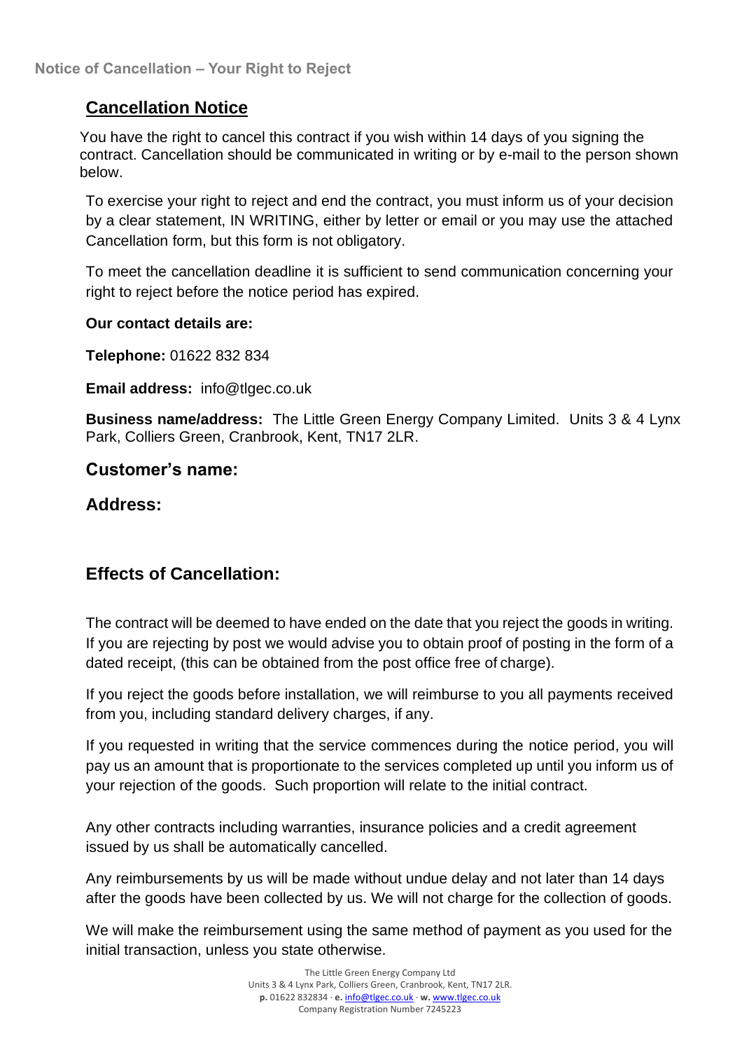**Notice of Cancellation – Your Right to Reject**

## Cancellation Notice

You have the right to cancel this contract if you wish within 14 days of you signing the contract. Cancellation should be communicated in writing or by e-mail to the person shown below.

To exercise your right to reject and end the contract, you must inform us of your decision by a clear statement, IN WRITING, either by letter or email or you may use the attached Cancellation form, but this form is not obligatory.

To meet the cancellation deadline it is sufficient to send communication concerning your right to reject before the notice period has expired.

**Our contact details are:**

**Telephone:** 01622 832 834

**Email address:** info@tlgec.co.uk

**Business name/address:** The Little Green Energy Company Limited. Units 3 & 4 Lynx Park, Colliers Green, Cranbrook, Kent, TN17 2LR.

### Customer's name:

### Address:

### Effects of Cancellation:

The contract will be deemed to have ended on the date that you reject the goods in writing. If you are rejecting by post we would advise you to obtain proof of posting in the form of a dated receipt, (this can be obtained from the post office free of charge).

If you reject the goods before installation, we will reimburse to you all payments received from you, including standard delivery charges, if any.

If you requested in writing that the service commences during the notice period, you will pay us an amount that is proportionate to the services completed up until you inform us of your rejection of the goods. Such proportion will relate to the initial contract.

Any other contracts including warranties, insurance policies and a credit agreement issued by us shall be automatically cancelled.

Any reimbursements by us will be made without undue delay and not later than 14 days after the goods have been collected by us. We will not charge for the collection of goods.

We will make the reimbursement using the same method of payment as you used for the initial transaction, unless you state otherwise.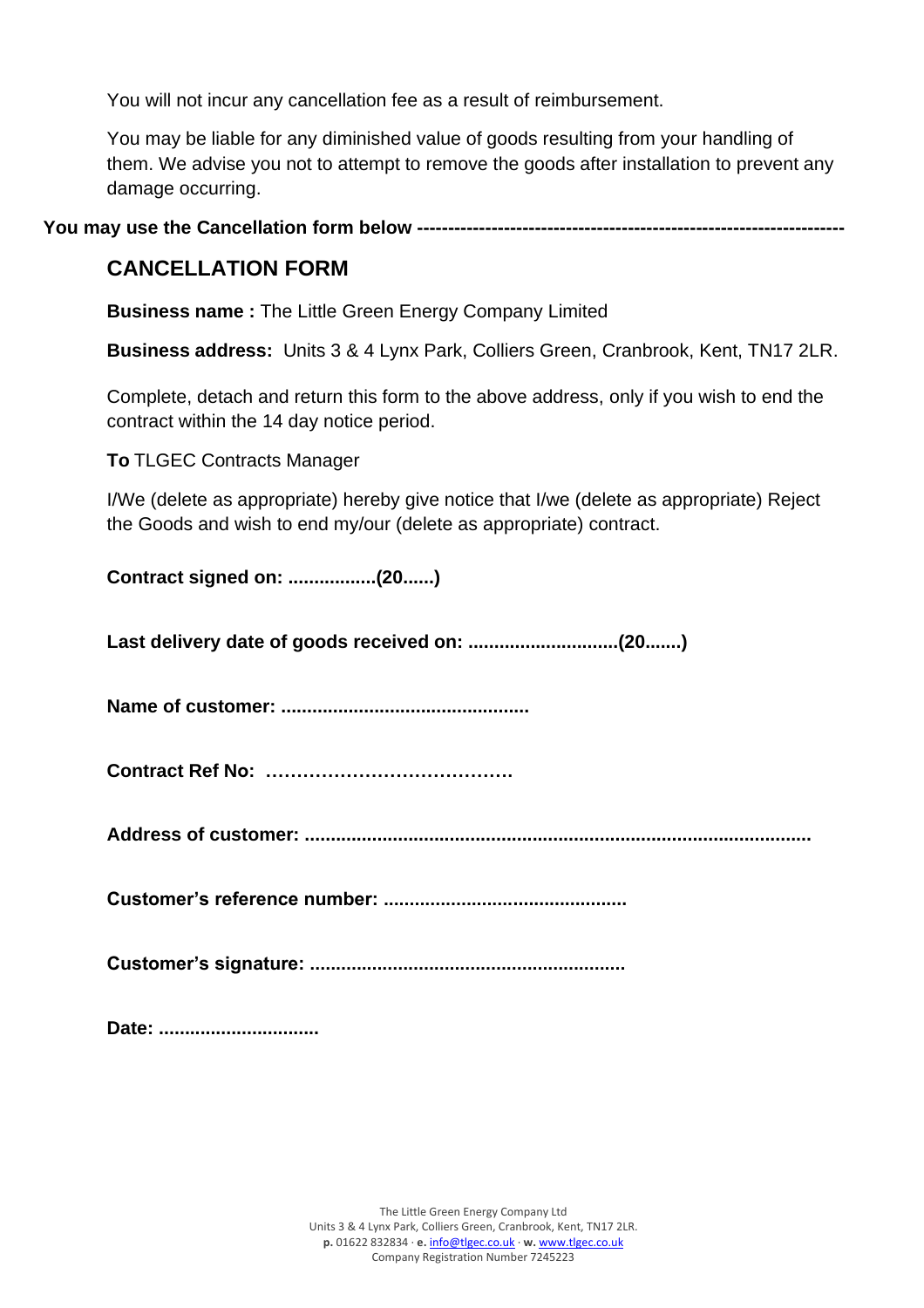You will not incur any cancellation fee as a result of reimbursement.

You may be liable for any diminished value of goods resulting from your handling of them. We advise you not to attempt to remove the goods after installation to prevent any damage occurring.

**You may use the Cancellation form below --------------------------------------------------------------------**

## CANCELLATION FORM

**Business name :** The Little Green Energy Company Limited

**Business address:** Units 3 & 4 Lynx Park, Colliers Green, Cranbrook, Kent, TN17 2LR.

Complete, detach and return this form to the above address, only if you wish to end the contract within the 14 day notice period.

**To** TLGEC Contracts Manager

I/We (delete as appropriate) hereby give notice that I/we (delete as appropriate) Reject the Goods and wish to end my/our (delete as appropriate) contract.

**Contract signed on: .................(20......)**

**Last delivery date of goods received on: ............................(20.......)**

**Name of customer: ...............................................**

**Contract Ref No: …………………………………**

**Address of customer: .................................................................................................**

**Customer's reference number: ..............................................**

**Customer's signature: ............................................................**

**Date: ..............................**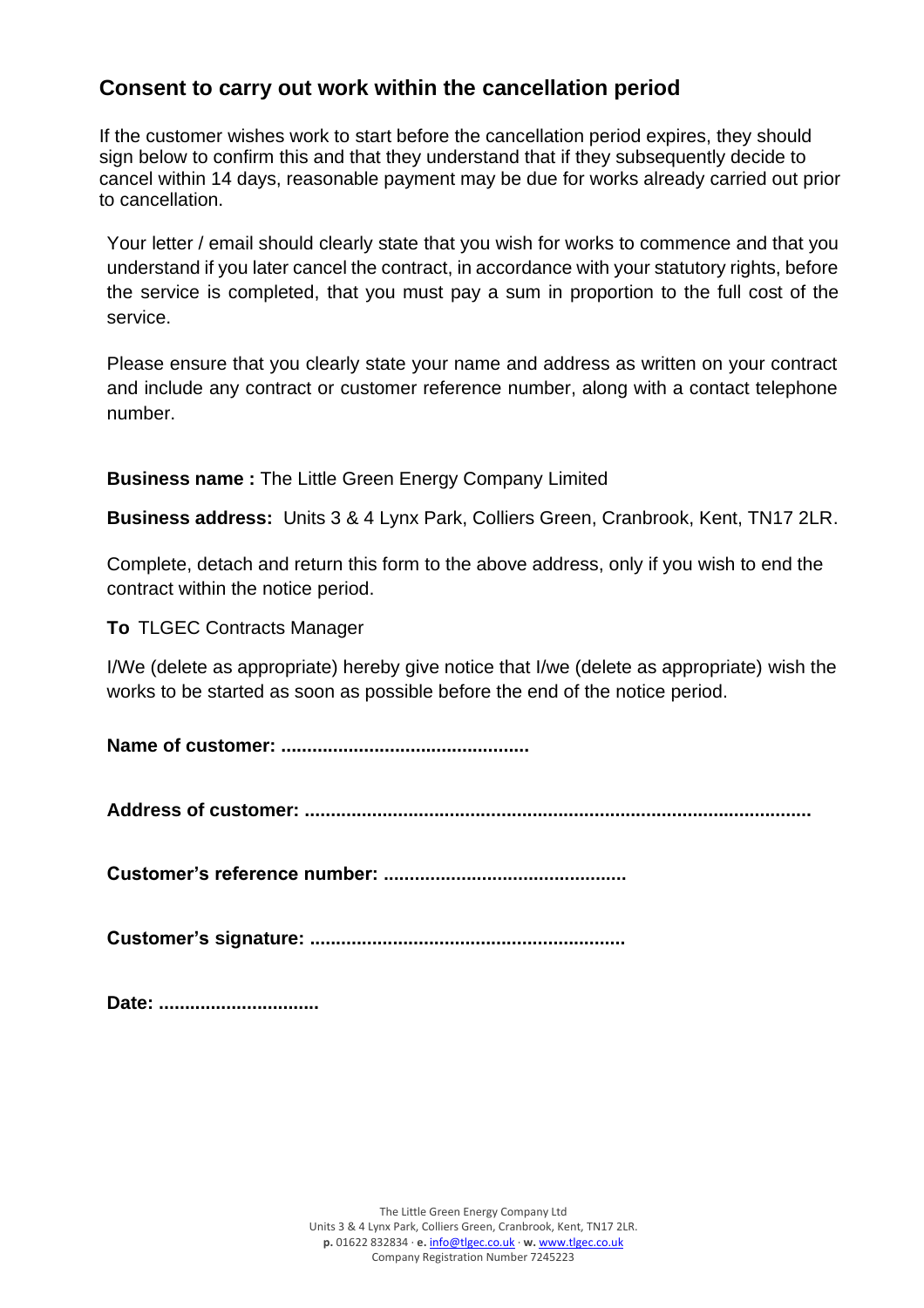## Consent to carry out work within the cancellation period

If the customer wishes work to start before the cancellation period expires, they should sign below to confirm this and that they understand that if they subsequently decide to cancel within 14 days, reasonable payment may be due for works already carried out prior to cancellation.

Your letter / email should clearly state that you wish for works to commence and that you understand if you later cancel the contract, in accordance with your statutory rights, before the service is completed, that you must pay a sum in proportion to the full cost of the service.

Please ensure that you clearly state your name and address as written on your contract and include any contract or customer reference number, along with a contact telephone number.

**Business name :** The Little Green Energy Company Limited

**Business address:** Units 3 & 4 Lynx Park, Colliers Green, Cranbrook, Kent, TN17 2LR.

Complete, detach and return this form to the above address, only if you wish to end the contract within the notice period.

**To** TLGEC Contracts Manager

I/We (delete as appropriate) hereby give notice that I/we (delete as appropriate) wish the works to be started as soon as possible before the end of the notice period.

**Name of customer: ...............................................**

**Address of customer: ................................................................................................**

**Customer's reference number: ..............................................**

**Customer's signature: ...........................................................**

**Date: ..............................**

The Little Green Energy Company Ltd
Units 3 & 4 Lynx Park, Colliers Green, Cranbrook, Kent, TN17 2LR.
**p.** 01622 832834 · **e.** info@tlgec.co.uk · **w.** www.tlgec.co.uk
Company Registration Number 7245223